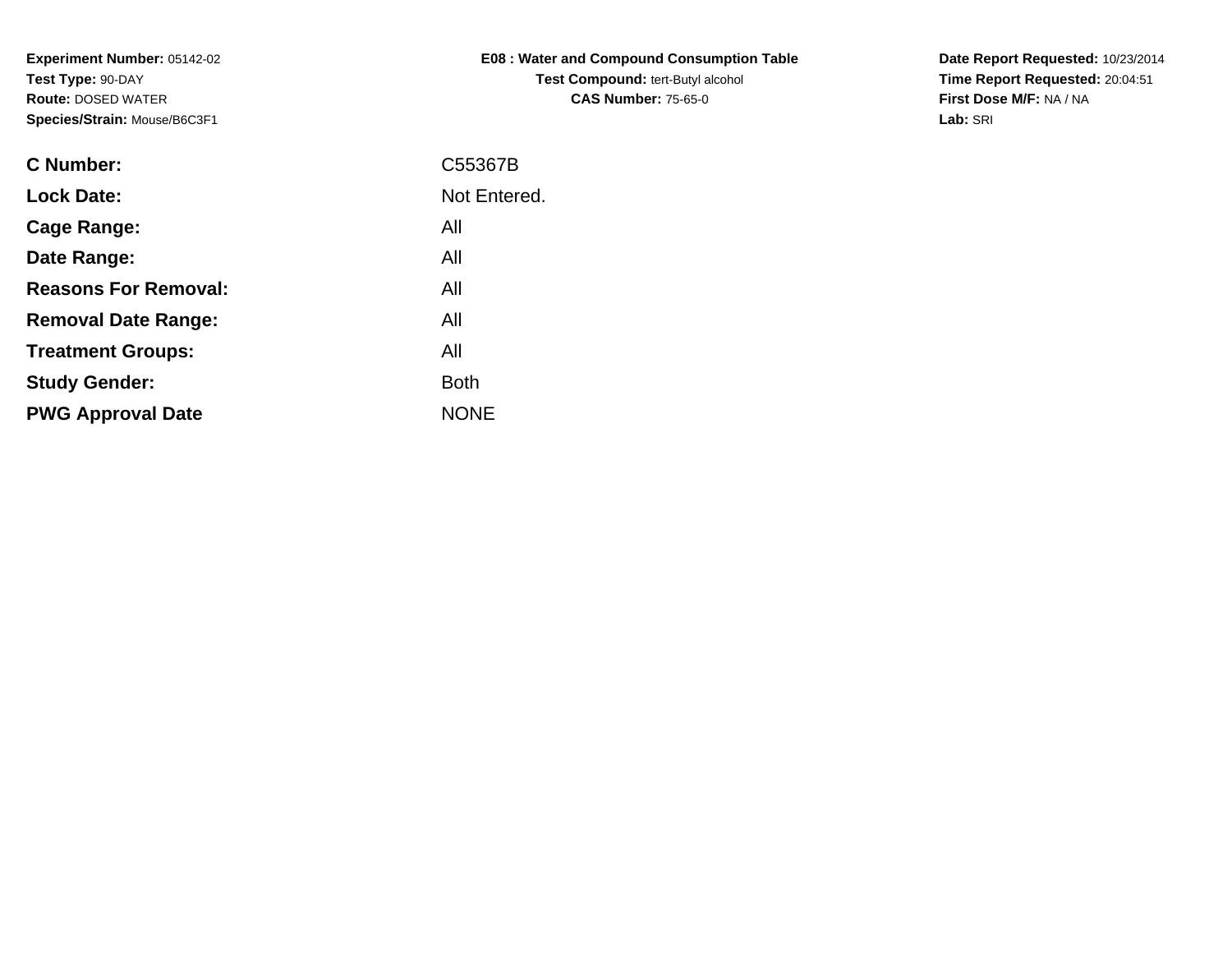**Experiment Number:** 05142-02
**Test Type:** 90-DAY
**Route:** DOSED WATER
**Species/Strain:** Mouse/B6C3F1

**E08 : Water and Compound Consumption Table**
**Test Compound:** tert-Butyl alcohol
**CAS Number:** 75-65-0

**Date Report Requested:** 10/23/2014
**Time Report Requested:** 20:04:51
**First Dose M/F:** NA / NA
**Lab:** SRI

| | |
|---|---|
| **C Number:** | C55367B |
| **Lock Date:** | Not Entered. |
| **Cage Range:** | All |
| **Date Range:** | All |
| **Reasons For Removal:** | All |
| **Removal Date Range:** | All |
| **Treatment Groups:** | All |
| **Study Gender:** | Both |
| **PWG Approval Date** | NONE |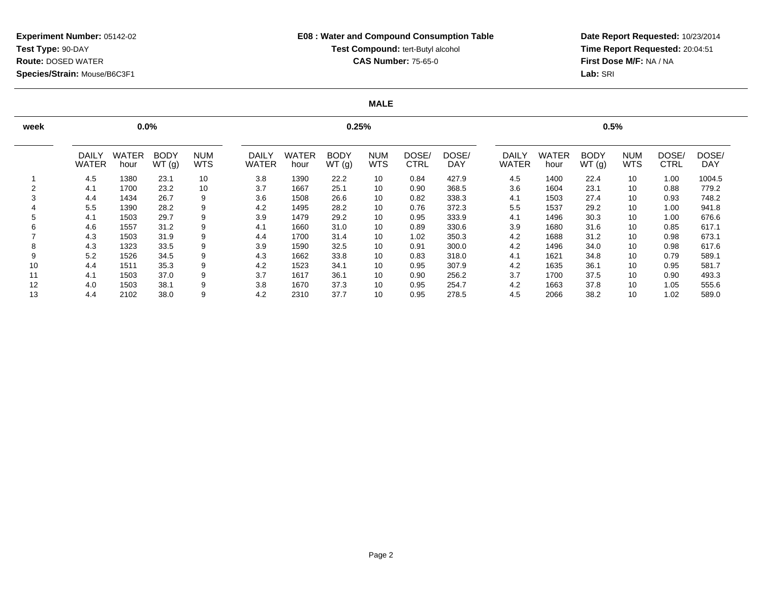**Experiment Number:** 05142-02
**Test Type:** 90-DAY
**Route:** DOSED WATER
**Species/Strain:** Mouse/B6C3F1

**E08 : Water and Compound Consumption Table**
**Test Compound:** tert-Butyl alcohol
**CAS Number:** 75-65-0

**Date Report Requested:** 10/23/2014
**Time Report Requested:** 20:04:51
**First Dose M/F:** NA / NA
**Lab:** SRI

**MALE**

| week | 0.0% | | | | 0.25% | | | | | | 0.5% | | | | | |
|---|---|---|---|---|---|---|---|---|---|---|---|---|---|---|---|---|
| | DAILY WATER | WATER hour | BODY WT (g) | NUM WTS | DAILY WATER | WATER hour | BODY WT (g) | NUM WTS | DOSE/ CTRL | DOSE/ DAY | DAILY WATER | WATER hour | BODY WT (g) | NUM WTS | DOSE/ CTRL | DOSE/ DAY |
| 1 | 4.5 | 1380 | 23.1 | 10 | 3.8 | 1390 | 22.2 | 10 | 0.84 | 427.9 | 4.5 | 1400 | 22.4 | 10 | 1.00 | 1004.5 |
| 2 | 4.1 | 1700 | 23.2 | 10 | 3.7 | 1667 | 25.1 | 10 | 0.90 | 368.5 | 3.6 | 1604 | 23.1 | 10 | 0.88 | 779.2 |
| 3 | 4.4 | 1434 | 26.7 | 9 | 3.6 | 1508 | 26.6 | 10 | 0.82 | 338.3 | 4.1 | 1503 | 27.4 | 10 | 0.93 | 748.2 |
| 4 | 5.5 | 1390 | 28.2 | 9 | 4.2 | 1495 | 28.2 | 10 | 0.76 | 372.3 | 5.5 | 1537 | 29.2 | 10 | 1.00 | 941.8 |
| 5 | 4.1 | 1503 | 29.7 | 9 | 3.9 | 1479 | 29.2 | 10 | 0.95 | 333.9 | 4.1 | 1496 | 30.3 | 10 | 1.00 | 676.6 |
| 6 | 4.6 | 1557 | 31.2 | 9 | 4.1 | 1660 | 31.0 | 10 | 0.89 | 330.6 | 3.9 | 1680 | 31.6 | 10 | 0.85 | 617.1 |
| 7 | 4.3 | 1503 | 31.9 | 9 | 4.4 | 1700 | 31.4 | 10 | 1.02 | 350.3 | 4.2 | 1688 | 31.2 | 10 | 0.98 | 673.1 |
| 8 | 4.3 | 1323 | 33.5 | 9 | 3.9 | 1590 | 32.5 | 10 | 0.91 | 300.0 | 4.2 | 1496 | 34.0 | 10 | 0.98 | 617.6 |
| 9 | 5.2 | 1526 | 34.5 | 9 | 4.3 | 1662 | 33.8 | 10 | 0.83 | 318.0 | 4.1 | 1621 | 34.8 | 10 | 0.79 | 589.1 |
| 10 | 4.4 | 1511 | 35.3 | 9 | 4.2 | 1523 | 34.1 | 10 | 0.95 | 307.9 | 4.2 | 1635 | 36.1 | 10 | 0.95 | 581.7 |
| 11 | 4.1 | 1503 | 37.0 | 9 | 3.7 | 1617 | 36.1 | 10 | 0.90 | 256.2 | 3.7 | 1700 | 37.5 | 10 | 0.90 | 493.3 |
| 12 | 4.0 | 1503 | 38.1 | 9 | 3.8 | 1670 | 37.3 | 10 | 0.95 | 254.7 | 4.2 | 1663 | 37.8 | 10 | 1.05 | 555.6 |
| 13 | 4.4 | 2102 | 38.0 | 9 | 4.2 | 2310 | 37.7 | 10 | 0.95 | 278.5 | 4.5 | 2066 | 38.2 | 10 | 1.02 | 589.0 |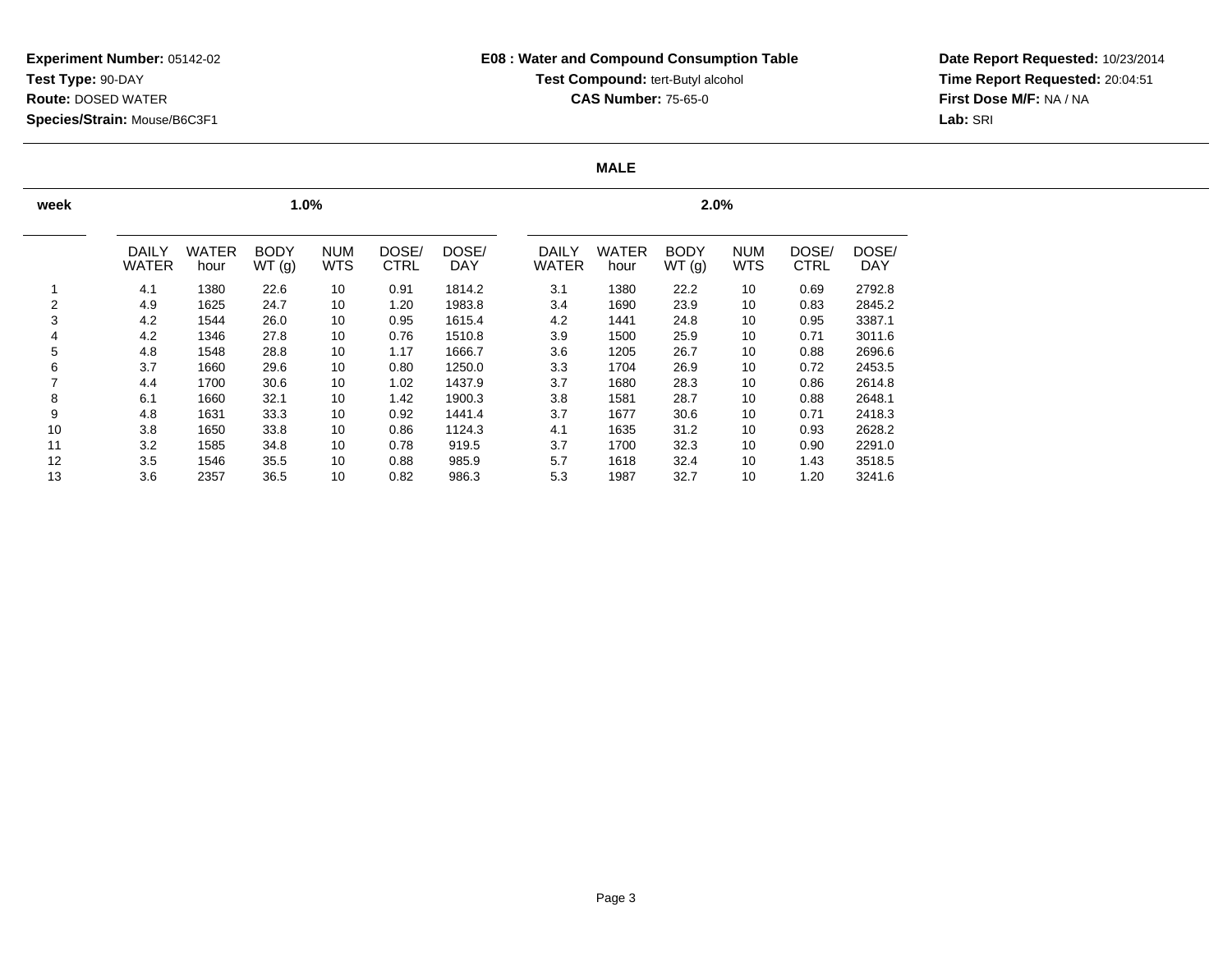**Experiment Number:** 05142-02
**Test Type:** 90-DAY
**Route:** DOSED WATER
**Species/Strain:** Mouse/B6C3F1

**E08 : Water and Compound Consumption Table**
**Test Compound:** tert-Butyl alcohol
**CAS Number:** 75-65-0

**Date Report Requested:** 10/23/2014
**Time Report Requested:** 20:04:51
**First Dose M/F:** NA / NA
**Lab:** SRI

**MALE**

| week | 1.0% | | | | | | 2.0% | | | | | |
|---|---|---|---|---|---|---|---|---|---|---|---|---|
| | DAILY WATER | WATER hour | BODY WT (g) | NUM WTS | DOSE/ CTRL | DOSE/ DAY | DAILY WATER | WATER hour | BODY WT (g) | NUM WTS | DOSE/ CTRL | DOSE/ DAY |
| 1 | 4.1 | 1380 | 22.6 | 10 | 0.91 | 1814.2 | 3.1 | 1380 | 22.2 | 10 | 0.69 | 2792.8 |
| 2 | 4.9 | 1625 | 24.7 | 10 | 1.20 | 1983.8 | 3.4 | 1690 | 23.9 | 10 | 0.83 | 2845.2 |
| 3 | 4.2 | 1544 | 26.0 | 10 | 0.95 | 1615.4 | 4.2 | 1441 | 24.8 | 10 | 0.95 | 3387.1 |
| 4 | 4.2 | 1346 | 27.8 | 10 | 0.76 | 1510.8 | 3.9 | 1500 | 25.9 | 10 | 0.71 | 3011.6 |
| 5 | 4.8 | 1548 | 28.8 | 10 | 1.17 | 1666.7 | 3.6 | 1205 | 26.7 | 10 | 0.88 | 2696.6 |
| 6 | 3.7 | 1660 | 29.6 | 10 | 0.80 | 1250.0 | 3.3 | 1704 | 26.9 | 10 | 0.72 | 2453.5 |
| 7 | 4.4 | 1700 | 30.6 | 10 | 1.02 | 1437.9 | 3.7 | 1680 | 28.3 | 10 | 0.86 | 2614.8 |
| 8 | 6.1 | 1660 | 32.1 | 10 | 1.42 | 1900.3 | 3.8 | 1581 | 28.7 | 10 | 0.88 | 2648.1 |
| 9 | 4.8 | 1631 | 33.3 | 10 | 0.92 | 1441.4 | 3.7 | 1677 | 30.6 | 10 | 0.71 | 2418.3 |
| 10 | 3.8 | 1650 | 33.8 | 10 | 0.86 | 1124.3 | 4.1 | 1635 | 31.2 | 10 | 0.93 | 2628.2 |
| 11 | 3.2 | 1585 | 34.8 | 10 | 0.78 | 919.5 | 3.7 | 1700 | 32.3 | 10 | 0.90 | 2291.0 |
| 12 | 3.5 | 1546 | 35.5 | 10 | 0.88 | 985.9 | 5.7 | 1618 | 32.4 | 10 | 1.43 | 3518.5 |
| 13 | 3.6 | 2357 | 36.5 | 10 | 0.82 | 986.3 | 5.3 | 1987 | 32.7 | 10 | 1.20 | 3241.6 |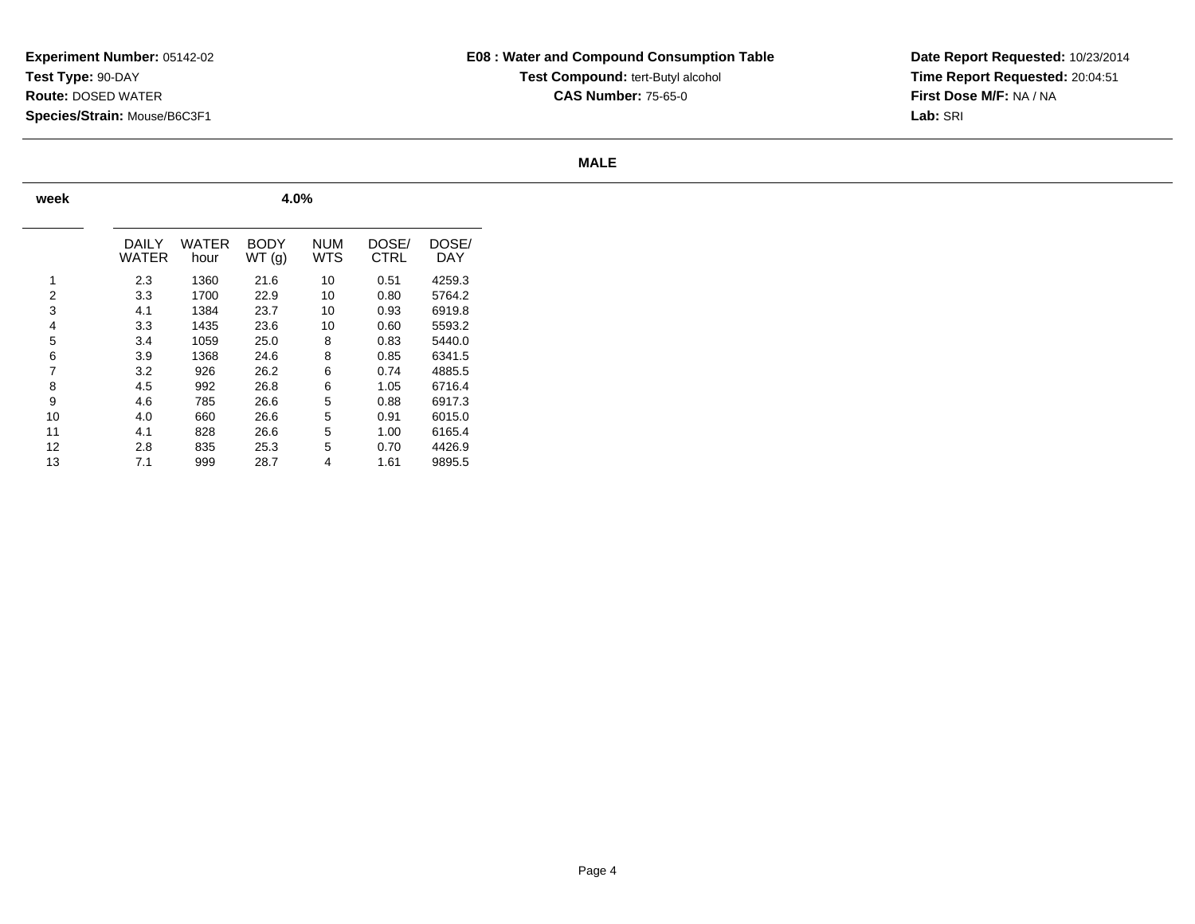**Experiment Number:** 05142-02
**Test Type:** 90-DAY
**Route:** DOSED WATER
**Species/Strain:** Mouse/B6C3F1

**E08 : Water and Compound Consumption Table**
**Test Compound:** tert-Butyl alcohol
**CAS Number:** 75-65-0

**Date Report Requested:** 10/23/2014
**Time Report Requested:** 20:04:51
**First Dose M/F:** NA / NA
**Lab:** SRI

**MALE**

| week | 4.0% | | | | | |
|---|---|---|---|---|---|---|
| | DAILY WATER | WATER hour | BODY WT (g) | NUM WTS | DOSE/ CTRL | DOSE/ DAY |
| 1 | 2.3 | 1360 | 21.6 | 10 | 0.51 | 4259.3 |
| 2 | 3.3 | 1700 | 22.9 | 10 | 0.80 | 5764.2 |
| 3 | 4.1 | 1384 | 23.7 | 10 | 0.93 | 6919.8 |
| 4 | 3.3 | 1435 | 23.6 | 10 | 0.60 | 5593.2 |
| 5 | 3.4 | 1059 | 25.0 | 8 | 0.83 | 5440.0 |
| 6 | 3.9 | 1368 | 24.6 | 8 | 0.85 | 6341.5 |
| 7 | 3.2 | 926 | 26.2 | 6 | 0.74 | 4885.5 |
| 8 | 4.5 | 992 | 26.8 | 6 | 1.05 | 6716.4 |
| 9 | 4.6 | 785 | 26.6 | 5 | 0.88 | 6917.3 |
| 10 | 4.0 | 660 | 26.6 | 5 | 0.91 | 6015.0 |
| 11 | 4.1 | 828 | 26.6 | 5 | 1.00 | 6165.4 |
| 12 | 2.8 | 835 | 25.3 | 5 | 0.70 | 4426.9 |
| 13 | 7.1 | 999 | 28.7 | 4 | 1.61 | 9895.5 |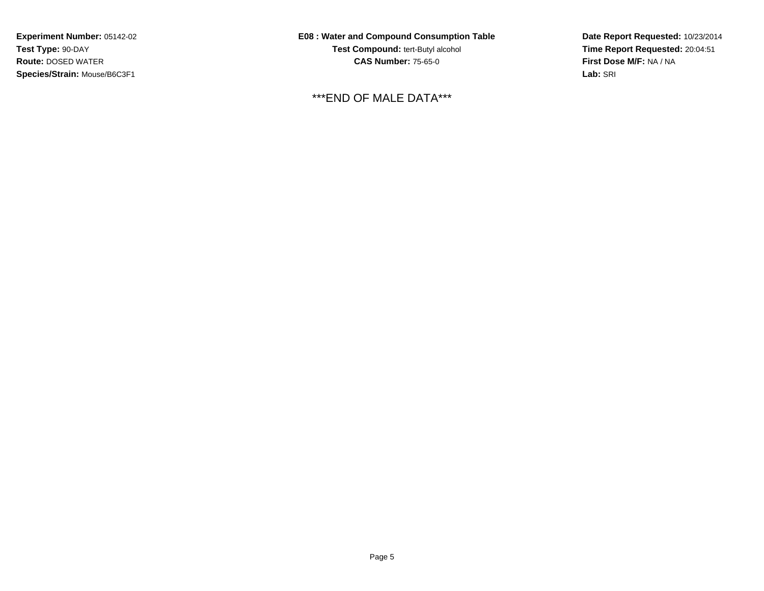**Experiment Number:** 05142-02
**Test Type:** 90-DAY
**Route:** DOSED WATER
**Species/Strain:** Mouse/B6C3F1

**E08 : Water and Compound Consumption Table**
**Test Compound:** tert-Butyl alcohol
**CAS Number:** 75-65-0

**Date Report Requested:** 10/23/2014
**Time Report Requested:** 20:04:51
**First Dose M/F:** NA / NA
**Lab:** SRI

\*\*\*END OF MALE DATA\*\*\*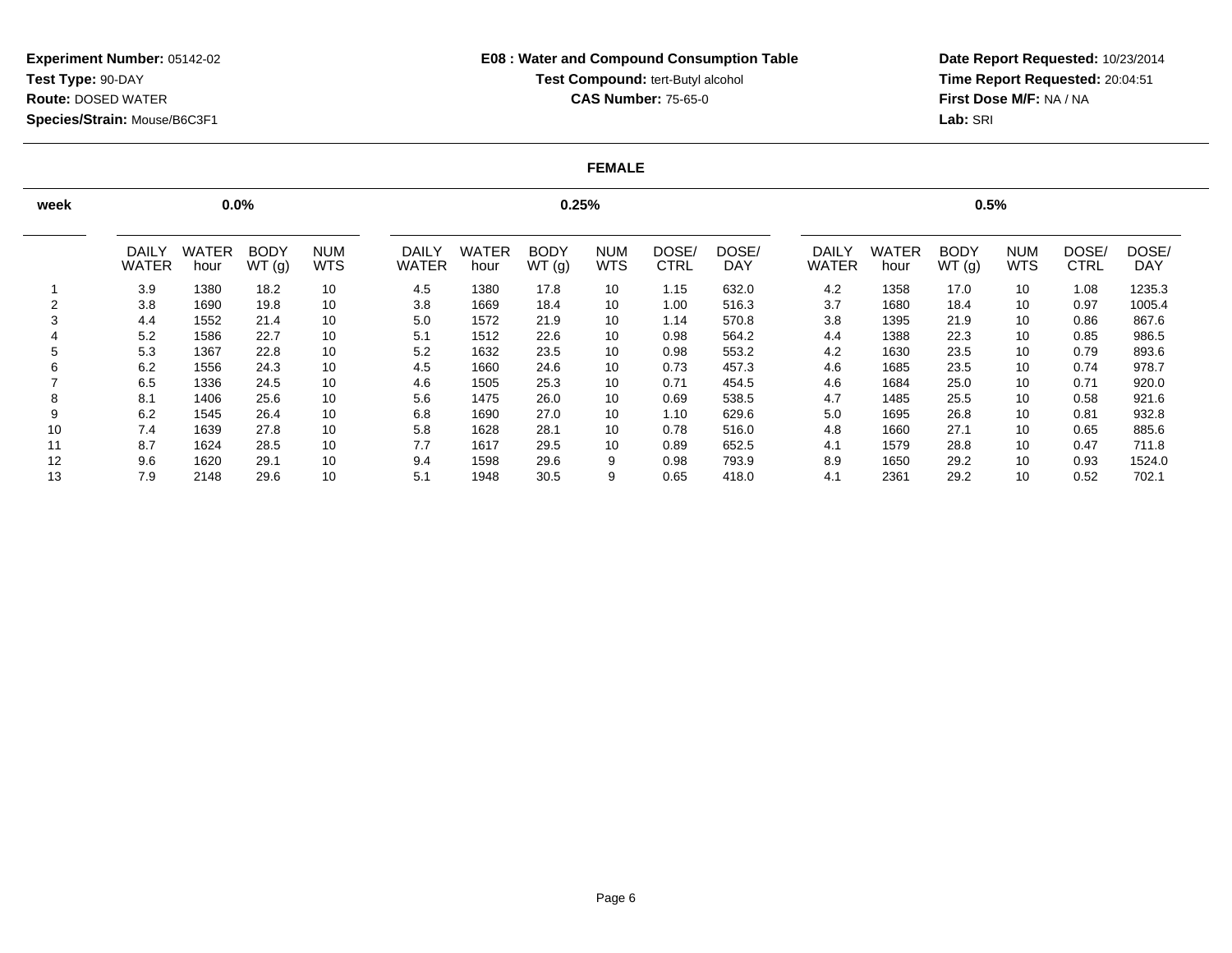**Experiment Number:** 05142-02
**Test Type:** 90-DAY
**Route:** DOSED WATER
**Species/Strain:** Mouse/B6C3F1

**E08 : Water and Compound Consumption Table**
**Test Compound:** tert-Butyl alcohol
**CAS Number:** 75-65-0

**Date Report Requested:** 10/23/2014
**Time Report Requested:** 20:04:51
**First Dose M/F:** NA / NA
**Lab:** SRI

**FEMALE**

| week | 0.0% | | | | 0.25% | | | | | | 0.5% | | | | | |
|---|---|---|---|---|---|---|---|---|---|---|---|---|---|---|---|---|
| | DAILY WATER | WATER hour | BODY WT (g) | NUM WTS | DAILY WATER | WATER hour | BODY WT (g) | NUM WTS | DOSE/ CTRL | DOSE/ DAY | DAILY WATER | WATER hour | BODY WT (g) | NUM WTS | DOSE/ CTRL | DOSE/ DAY |
| 1 | 3.9 | 1380 | 18.2 | 10 | 4.5 | 1380 | 17.8 | 10 | 1.15 | 632.0 | 4.2 | 1358 | 17.0 | 10 | 1.08 | 1235.3 |
| 2 | 3.8 | 1690 | 19.8 | 10 | 3.8 | 1669 | 18.4 | 10 | 1.00 | 516.3 | 3.7 | 1680 | 18.4 | 10 | 0.97 | 1005.4 |
| 3 | 4.4 | 1552 | 21.4 | 10 | 5.0 | 1572 | 21.9 | 10 | 1.14 | 570.8 | 3.8 | 1395 | 21.9 | 10 | 0.86 | 867.6 |
| 4 | 5.2 | 1586 | 22.7 | 10 | 5.1 | 1512 | 22.6 | 10 | 0.98 | 564.2 | 4.4 | 1388 | 22.3 | 10 | 0.85 | 986.5 |
| 5 | 5.3 | 1367 | 22.8 | 10 | 5.2 | 1632 | 23.5 | 10 | 0.98 | 553.2 | 4.2 | 1630 | 23.5 | 10 | 0.79 | 893.6 |
| 6 | 6.2 | 1556 | 24.3 | 10 | 4.5 | 1660 | 24.6 | 10 | 0.73 | 457.3 | 4.6 | 1685 | 23.5 | 10 | 0.74 | 978.7 |
| 7 | 6.5 | 1336 | 24.5 | 10 | 4.6 | 1505 | 25.3 | 10 | 0.71 | 454.5 | 4.6 | 1684 | 25.0 | 10 | 0.71 | 920.0 |
| 8 | 8.1 | 1406 | 25.6 | 10 | 5.6 | 1475 | 26.0 | 10 | 0.69 | 538.5 | 4.7 | 1485 | 25.5 | 10 | 0.58 | 921.6 |
| 9 | 6.2 | 1545 | 26.4 | 10 | 6.8 | 1690 | 27.0 | 10 | 1.10 | 629.6 | 5.0 | 1695 | 26.8 | 10 | 0.81 | 932.8 |
| 10 | 7.4 | 1639 | 27.8 | 10 | 5.8 | 1628 | 28.1 | 10 | 0.78 | 516.0 | 4.8 | 1660 | 27.1 | 10 | 0.65 | 885.6 |
| 11 | 8.7 | 1624 | 28.5 | 10 | 7.7 | 1617 | 29.5 | 10 | 0.89 | 652.5 | 4.1 | 1579 | 28.8 | 10 | 0.47 | 711.8 |
| 12 | 9.6 | 1620 | 29.1 | 10 | 9.4 | 1598 | 29.6 | 9 | 0.98 | 793.9 | 8.9 | 1650 | 29.2 | 10 | 0.93 | 1524.0 |
| 13 | 7.9 | 2148 | 29.6 | 10 | 5.1 | 1948 | 30.5 | 9 | 0.65 | 418.0 | 4.1 | 2361 | 29.2 | 10 | 0.52 | 702.1 |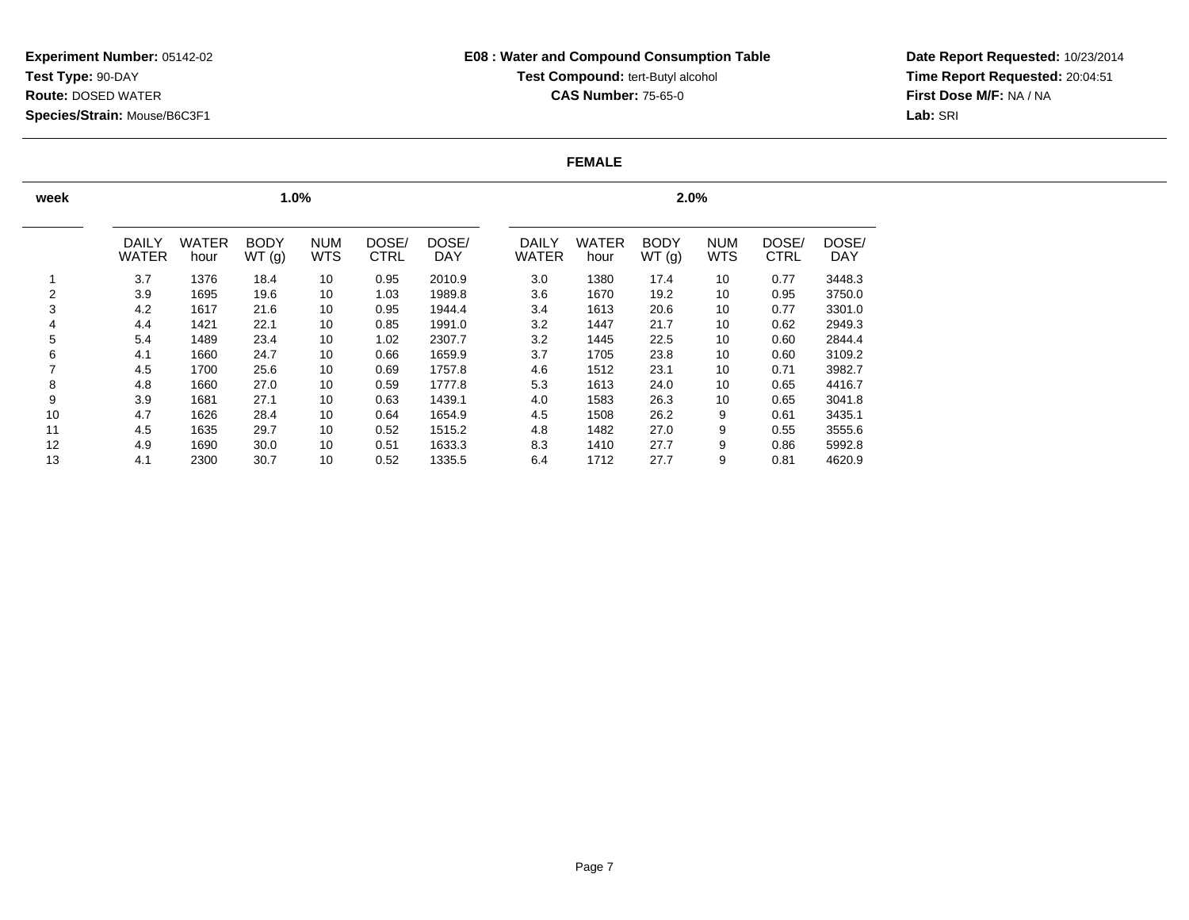**Experiment Number:** 05142-02
**Test Type:** 90-DAY
**Route:** DOSED WATER
**Species/Strain:** Mouse/B6C3F1

**E08 : Water and Compound Consumption Table**
**Test Compound:** tert-Butyl alcohol
**CAS Number:** 75-65-0

**Date Report Requested:** 10/23/2014
**Time Report Requested:** 20:04:51
**First Dose M/F:** NA / NA
**Lab:** SRI

**FEMALE**

| week | 1.0% | | | | | | 2.0% | | | | | |
|---|---|---|---|---|---|---|---|---|---|---|---|---|
| | DAILY WATER | WATER hour | BODY WT (g) | NUM WTS | DOSE/ CTRL | DOSE/ DAY | DAILY WATER | WATER hour | BODY WT (g) | NUM WTS | DOSE/ CTRL | DOSE/ DAY |
| 1 | 3.7 | 1376 | 18.4 | 10 | 0.95 | 2010.9 | 3.0 | 1380 | 17.4 | 10 | 0.77 | 3448.3 |
| 2 | 3.9 | 1695 | 19.6 | 10 | 1.03 | 1989.8 | 3.6 | 1670 | 19.2 | 10 | 0.95 | 3750.0 |
| 3 | 4.2 | 1617 | 21.6 | 10 | 0.95 | 1944.4 | 3.4 | 1613 | 20.6 | 10 | 0.77 | 3301.0 |
| 4 | 4.4 | 1421 | 22.1 | 10 | 0.85 | 1991.0 | 3.2 | 1447 | 21.7 | 10 | 0.62 | 2949.3 |
| 5 | 5.4 | 1489 | 23.4 | 10 | 1.02 | 2307.7 | 3.2 | 1445 | 22.5 | 10 | 0.60 | 2844.4 |
| 6 | 4.1 | 1660 | 24.7 | 10 | 0.66 | 1659.9 | 3.7 | 1705 | 23.8 | 10 | 0.60 | 3109.2 |
| 7 | 4.5 | 1700 | 25.6 | 10 | 0.69 | 1757.8 | 4.6 | 1512 | 23.1 | 10 | 0.71 | 3982.7 |
| 8 | 4.8 | 1660 | 27.0 | 10 | 0.59 | 1777.8 | 5.3 | 1613 | 24.0 | 10 | 0.65 | 4416.7 |
| 9 | 3.9 | 1681 | 27.1 | 10 | 0.63 | 1439.1 | 4.0 | 1583 | 26.3 | 10 | 0.65 | 3041.8 |
| 10 | 4.7 | 1626 | 28.4 | 10 | 0.64 | 1654.9 | 4.5 | 1508 | 26.2 | 9 | 0.61 | 3435.1 |
| 11 | 4.5 | 1635 | 29.7 | 10 | 0.52 | 1515.2 | 4.8 | 1482 | 27.0 | 9 | 0.55 | 3555.6 |
| 12 | 4.9 | 1690 | 30.0 | 10 | 0.51 | 1633.3 | 8.3 | 1410 | 27.7 | 9 | 0.86 | 5992.8 |
| 13 | 4.1 | 2300 | 30.7 | 10 | 0.52 | 1335.5 | 6.4 | 1712 | 27.7 | 9 | 0.81 | 4620.9 |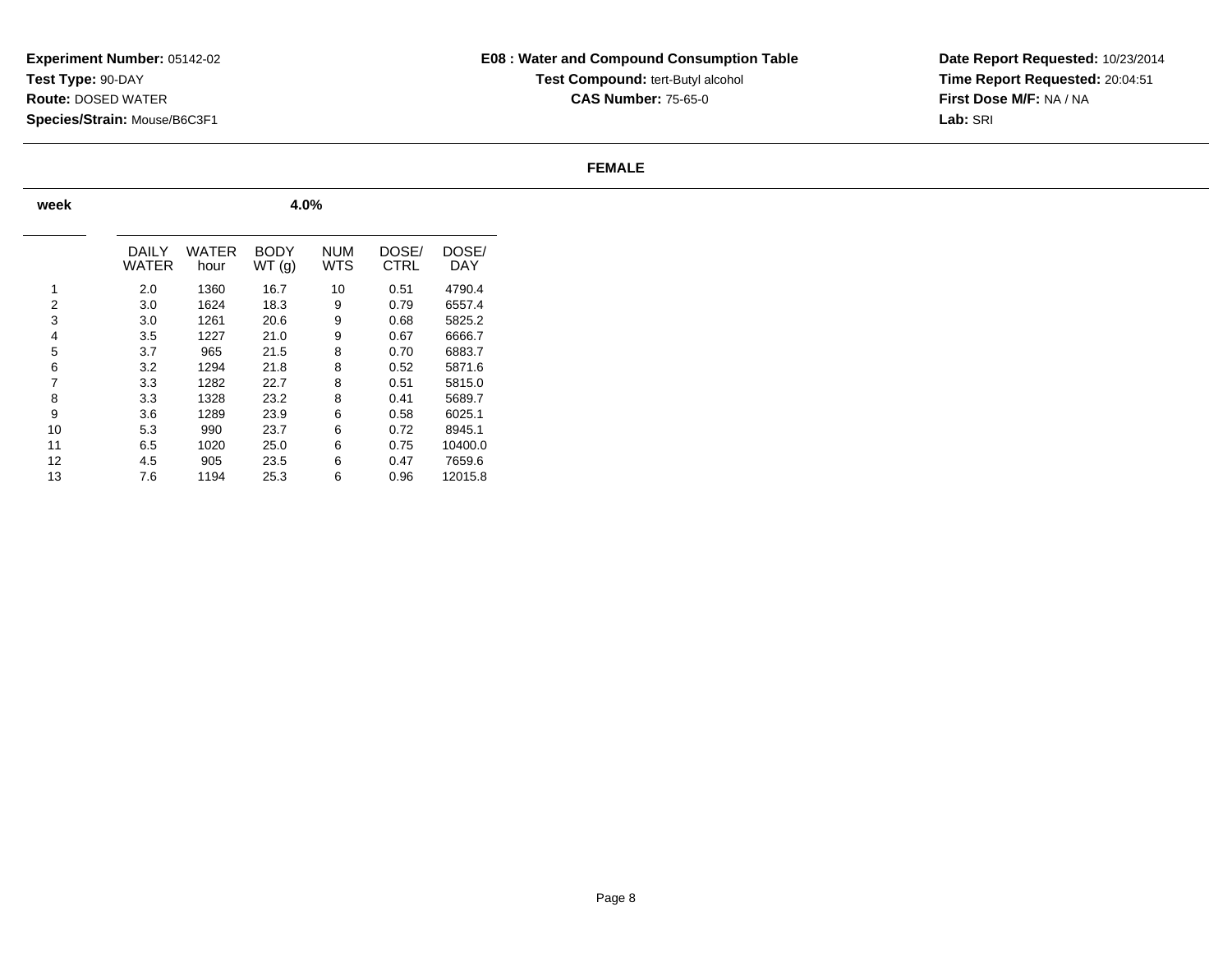**Experiment Number:** 05142-02
**Test Type:** 90-DAY
**Route:** DOSED WATER
**Species/Strain:** Mouse/B6C3F1

**E08 : Water and Compound Consumption Table**
**Test Compound:** tert-Butyl alcohol
**CAS Number:** 75-65-0

**Date Report Requested:** 10/23/2014
**Time Report Requested:** 20:04:51
**First Dose M/F:** NA / NA
**Lab:** SRI

**FEMALE**

| week | 4.0% | | | | | |
|---|---|---|---|---|---|---|
| | DAILY WATER | WATER hour | BODY WT (g) | NUM WTS | DOSE/ CTRL | DOSE/ DAY |
| 1 | 2.0 | 1360 | 16.7 | 10 | 0.51 | 4790.4 |
| 2 | 3.0 | 1624 | 18.3 | 9 | 0.79 | 6557.4 |
| 3 | 3.0 | 1261 | 20.6 | 9 | 0.68 | 5825.2 |
| 4 | 3.5 | 1227 | 21.0 | 9 | 0.67 | 6666.7 |
| 5 | 3.7 | 965 | 21.5 | 8 | 0.70 | 6883.7 |
| 6 | 3.2 | 1294 | 21.8 | 8 | 0.52 | 5871.6 |
| 7 | 3.3 | 1282 | 22.7 | 8 | 0.51 | 5815.0 |
| 8 | 3.3 | 1328 | 23.2 | 8 | 0.41 | 5689.7 |
| 9 | 3.6 | 1289 | 23.9 | 6 | 0.58 | 6025.1 |
| 10 | 5.3 | 990 | 23.7 | 6 | 0.72 | 8945.1 |
| 11 | 6.5 | 1020 | 25.0 | 6 | 0.75 | 10400.0 |
| 12 | 4.5 | 905 | 23.5 | 6 | 0.47 | 7659.6 |
| 13 | 7.6 | 1194 | 25.3 | 6 | 0.96 | 12015.8 |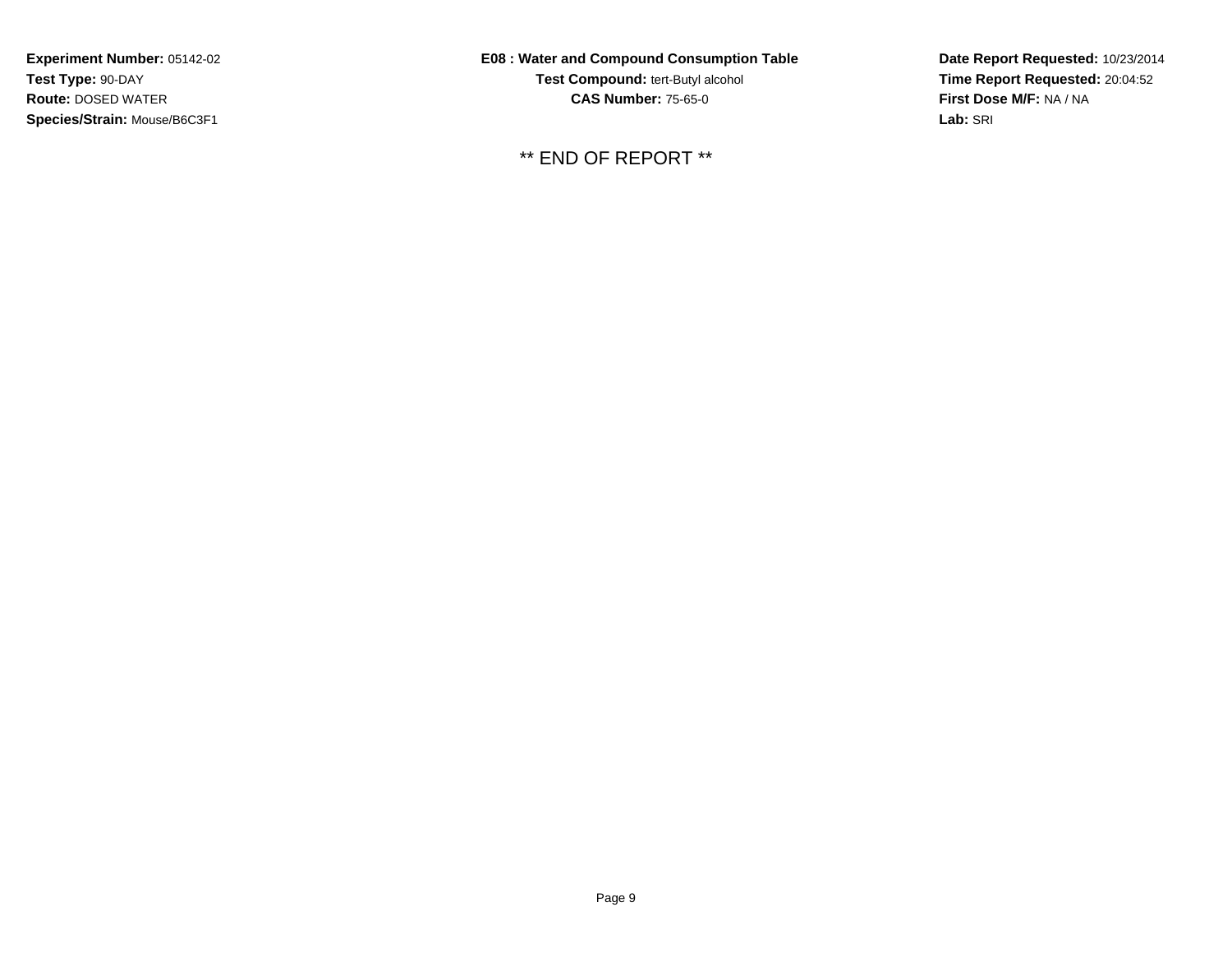**Experiment Number:** 05142-02
**Test Type:** 90-DAY
**Route:** DOSED WATER
**Species/Strain:** Mouse/B6C3F1

**E08 : Water and Compound Consumption Table**
**Test Compound:** tert-Butyl alcohol
**CAS Number:** 75-65-0

**Date Report Requested:** 10/23/2014
**Time Report Requested:** 20:04:52
**First Dose M/F:** NA / NA
**Lab:** SRI

** END OF REPORT **